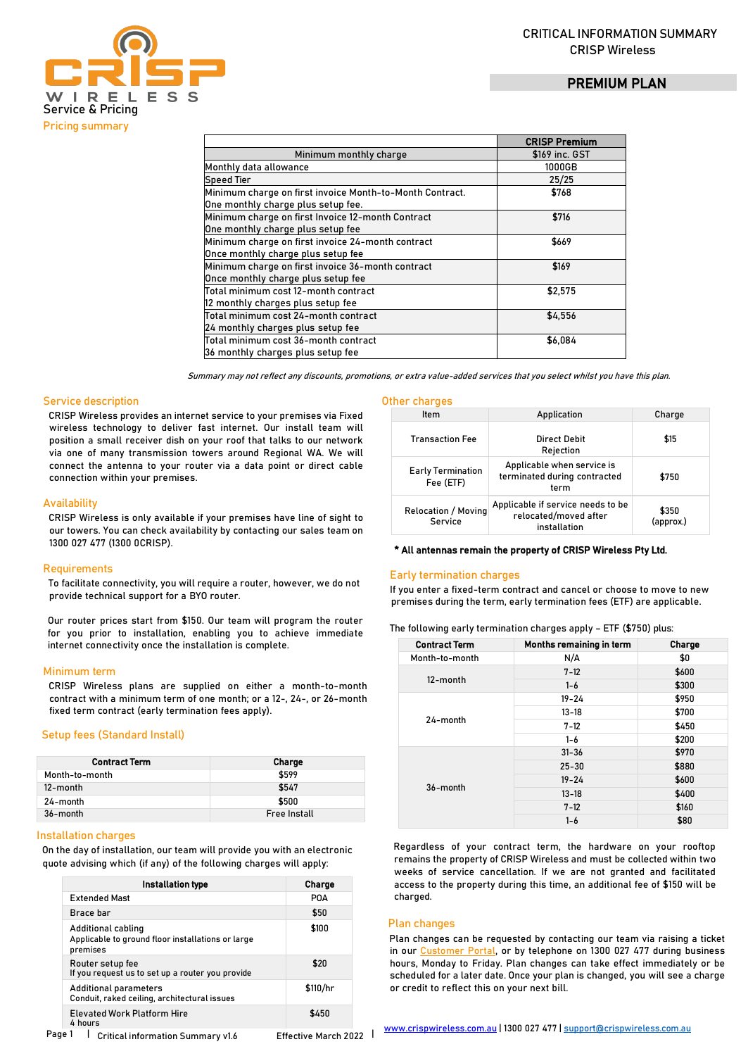CRITICAL INFORMATION SUMMARY
CRISP Wireless

# PREMIUM PLAN

CRISP WIRELESS

## Service & Pricing

### Pricing summary

| | CRISP Premium |
|---|---|
| Minimum monthly charge | $169 inc. GST |
| Monthly data allowance | 1000GB |
| Speed Tier | 25/25 |
| Minimum charge on first invoice Month-to-Month Contract. One monthly charge plus setup fee. | $768 |
| Minimum charge on first Invoice 12-month Contract One monthly charge plus setup fee | $716 |
| Minimum charge on first invoice 24-month contract Once monthly charge plus setup fee | $669 |
| Minimum charge on first invoice 36-month contract Once monthly charge plus setup fee | $169 |
| Total minimum cost 12-month contract 12 monthly charges plus setup fee | $2,575 |
| Total minimum cost 24-month contract 24 monthly charges plus setup fee | $4,556 |
| Total minimum cost 36-month contract 36 monthly charges plus setup fee | $6,084 |

*Summary may not reflect any discounts, promotions, or extra value-added services that you select whilst you have this plan.*

### Service description

CRISP Wireless provides an internet service to your premises via Fixed wireless technology to deliver fast internet. Our install team will position a small receiver dish on your roof that talks to our network via one of many transmission towers around Regional WA. We will connect the antenna to your router via a data point or direct cable connection within your premises.

### Availability

CRISP Wireless is only available if your premises have line of sight to our towers. You can check availability by contacting our sales team on 1300 027 477 (1300 0CRISP).

### Requirements

To facilitate connectivity, you will require a router, however, we do not provide technical support for a BYO router.

Our router prices start from $150. Our team will program the router for you prior to installation, enabling you to achieve immediate internet connectivity once the installation is complete.

### Minimum term

CRISP Wireless plans are supplied on either a month-to-month contract with a minimum term of one month; or a 12-, 24-, or 26-month fixed term contract (early termination fees apply).

### Setup fees (Standard Install)

| Contract Term | Charge |
|---|---|
| Month-to-month | $599 |
| 12-month | $547 |
| 24-month | $500 |
| 36-month | Free Install |

### Installation charges

On the day of installation, our team will provide you with an electronic quote advising which (if any) of the following charges will apply:

| Installation type | Charge |
|---|---|
| Extended Mast | POA |
| Brace bar | $50 |
| Additional cabling<br>Applicable to ground floor installations or large premises | $100 |
| Router setup fee<br>If you request us to set up a router you provide | $20 |
| Additional parameters<br>Conduit, raked ceiling, architectural issues | $110/hr |
| Elevated Work Platform Hire<br>4 hours | $450 |

### Other charges

| Item | Application | Charge |
|---|---|---|
| Transaction Fee | Direct Debit Rejection | $15 |
| Early Termination Fee (ETF) | Applicable when service is terminated during contracted term | $750 |
| Relocation / Moving Service | Applicable if service needs to be relocated/moved after installation | $350 (approx.) |

**\* All antennas remain the property of CRISP Wireless Pty Ltd.**

### Early termination charges

If you enter a fixed-term contract and cancel or choose to move to new premises during the term, early termination fees (ETF) are applicable.

The following early termination charges apply – ETF ($750) plus:

| Contract Term | Months remaining in term | Charge |
|---|---|---|
| Month-to-month | N/A | $0 |
| 12-month | 7-12 | $600 |
| | 1-6 | $300 |
| 24-month | 19-24 | $950 |
| | 13-18 | $700 |
| | 7-12 | $450 |
| | 1-6 | $200 |
| 36-month | 31-36 | $970 |
| | 25-30 | $880 |
| | 19-24 | $600 |
| | 13-18 | $400 |
| | 7-12 | $160 |
| | 1-6 | $80 |

Regardless of your contract term, the hardware on your rooftop remains the property of CRISP Wireless and must be collected within two weeks of service cancellation. If we are not granted and facilitated access to the property during this time, an additional fee of $150 will be charged.

### Plan changes

Plan changes can be requested by contacting our team via raising a ticket in our Customer Portal, or by telephone on 1300 027 477 during business hours, Monday to Friday. Plan changes can take effect immediately or be scheduled for a later date. Once your plan is changed, you will see a charge or credit to reflect this on your next bill.

Critical information Summary v1.6 | Effective March 2022 | www.crispwireless.com.au | 1300 027 477 | support@crispwireless.com.au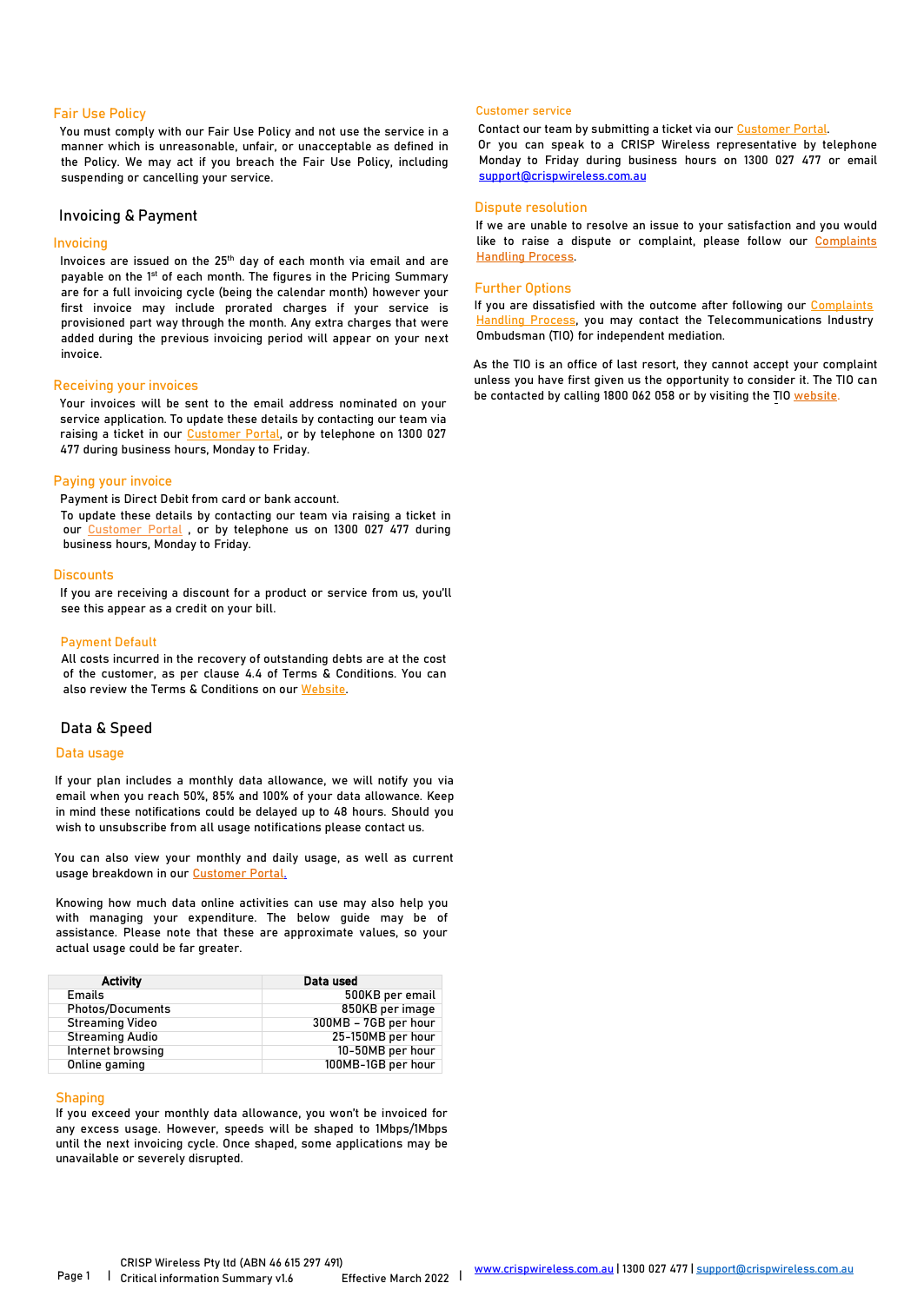## Fair Use Policy

You must comply with our Fair Use Policy and not use the service in a manner which is unreasonable, unfair, or unacceptable as defined in the Policy. We may act if you breach the Fair Use Policy, including suspending or cancelling your service.

# Invoicing & Payment

## Invoicing

Invoices are issued on the 25th day of each month via email and are payable on the 1st of each month. The figures in the Pricing Summary are for a full invoicing cycle (being the calendar month) however your first invoice may include prorated charges if your service is provisioned part way through the month. Any extra charges that were added during the previous invoicing period will appear on your next invoice.

## Receiving your invoices

Your invoices will be sent to the email address nominated on your service application. To update these details by contacting our team via raising a ticket in our Customer Portal, or by telephone on 1300 027 477 during business hours, Monday to Friday.

## Paying your invoice

Payment is Direct Debit from card or bank account.

To update these details by contacting our team via raising a ticket in our Customer Portal , or by telephone us on 1300 027 477 during business hours, Monday to Friday.

## Discounts

If you are receiving a discount for a product or service from us, you'll see this appear as a credit on your bill.

## Payment Default

All costs incurred in the recovery of outstanding debts are at the cost of the customer, as per clause 4.4 of Terms & Conditions. You can also review the Terms & Conditions on our Website.

# Data & Speed

## Data usage

If your plan includes a monthly data allowance, we will notify you via email when you reach 50%, 85% and 100% of your data allowance. Keep in mind these notifications could be delayed up to 48 hours. Should you wish to unsubscribe from all usage notifications please contact us.

You can also view your monthly and daily usage, as well as current usage breakdown in our Customer Portal.

Knowing how much data online activities can use may also help you with managing your expenditure. The below guide may be of assistance. Please note that these are approximate values, so your actual usage could be far greater.

| Activity | Data used |
|---|---|
| Emails | 500KB per email |
| Photos/Documents | 850KB per image |
| Streaming Video | 300MB – 7GB per hour |
| Streaming Audio | 25-150MB per hour |
| Internet browsing | 10-50MB per hour |
| Online gaming | 100MB-1GB per hour |

## Shaping

If you exceed your monthly data allowance, you won't be invoiced for any excess usage. However, speeds will be shaped to 1Mbps/1Mbps until the next invoicing cycle. Once shaped, some applications may be unavailable or severely disrupted.

## Customer service

Contact our team by submitting a ticket via our Customer Portal.

Or you can speak to a CRISP Wireless representative by telephone Monday to Friday during business hours on 1300 027 477 or email support@crispwireless.com.au

## Dispute resolution

If we are unable to resolve an issue to your satisfaction and you would like to raise a dispute or complaint, please follow our Complaints Handling Process.

## Further Options

If you are dissatisfied with the outcome after following our Complaints Handling Process, you may contact the Telecommunications Industry Ombudsman (TIO) for independent mediation.

As the TIO is an office of last resort, they cannot accept your complaint unless you have first given us the opportunity to consider it. The TIO can be contacted by calling 1800 062 058 or by visiting the TIO website.

CRISP Wireless Pty ltd (ABN 46 615 297 491)
Critical information Summary v1.6 Effective March 2022 | www.crispwireless.com.au | 1300 027 477 | support@crispwireless.com.au